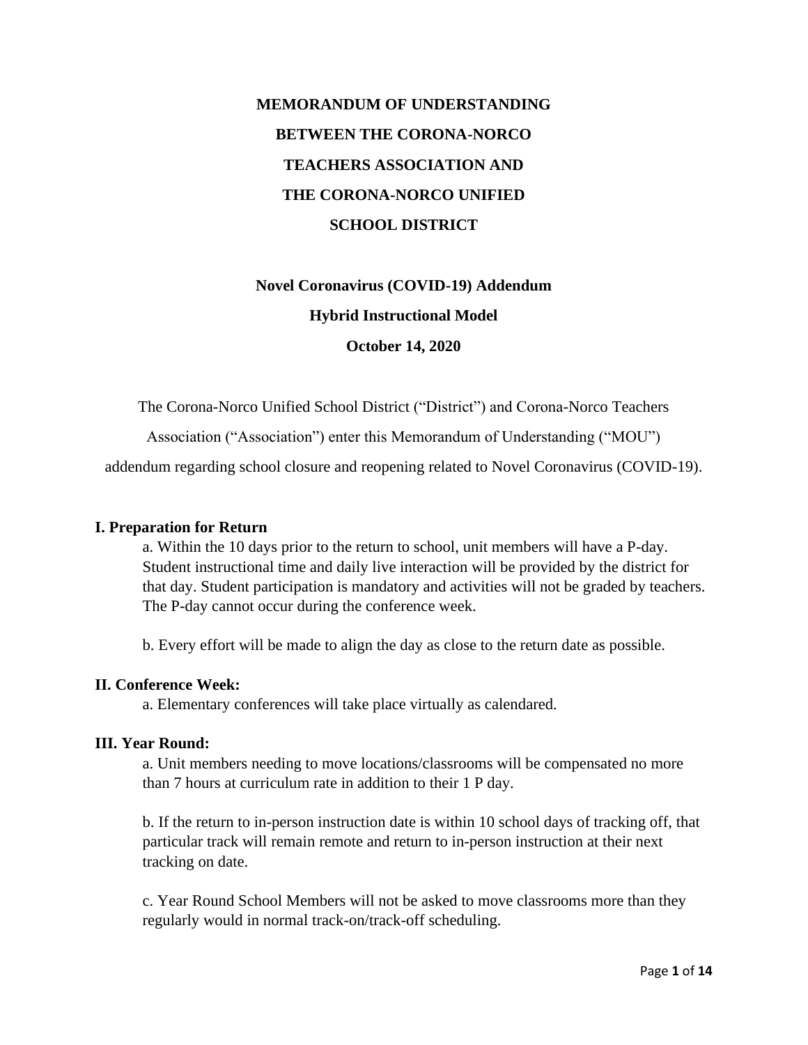# MEMORANDUM OF UNDERSTANDING BETWEEN THE CORONA-NORCO TEACHERS ASSOCIATION AND THE CORONA-NORCO UNIFIED SCHOOL DISTRICT

**Novel Coronavirus (COVID-19) Addendum**

**Hybrid Instructional Model**

**October 14, 2020**

The Corona-Norco Unified School District ("District") and Corona-Norco Teachers Association ("Association") enter this Memorandum of Understanding ("MOU") addendum regarding school closure and reopening related to Novel Coronavirus (COVID-19).

## I. Preparation for Return

a. Within the 10 days prior to the return to school, unit members will have a P-day. Student instructional time and daily live interaction will be provided by the district for that day. Student participation is mandatory and activities will not be graded by teachers. The P-day cannot occur during the conference week.

b. Every effort will be made to align the day as close to the return date as possible.

## II. Conference Week:

a. Elementary conferences will take place virtually as calendared.

## III. Year Round:

a. Unit members needing to move locations/classrooms will be compensated no more than 7 hours at curriculum rate in addition to their 1 P day.

b. If the return to in-person instruction date is within 10 school days of tracking off, that particular track will remain remote and return to in-person instruction at their next tracking on date.

c. Year Round School Members will not be asked to move classrooms more than they regularly would in normal track-on/track-off scheduling.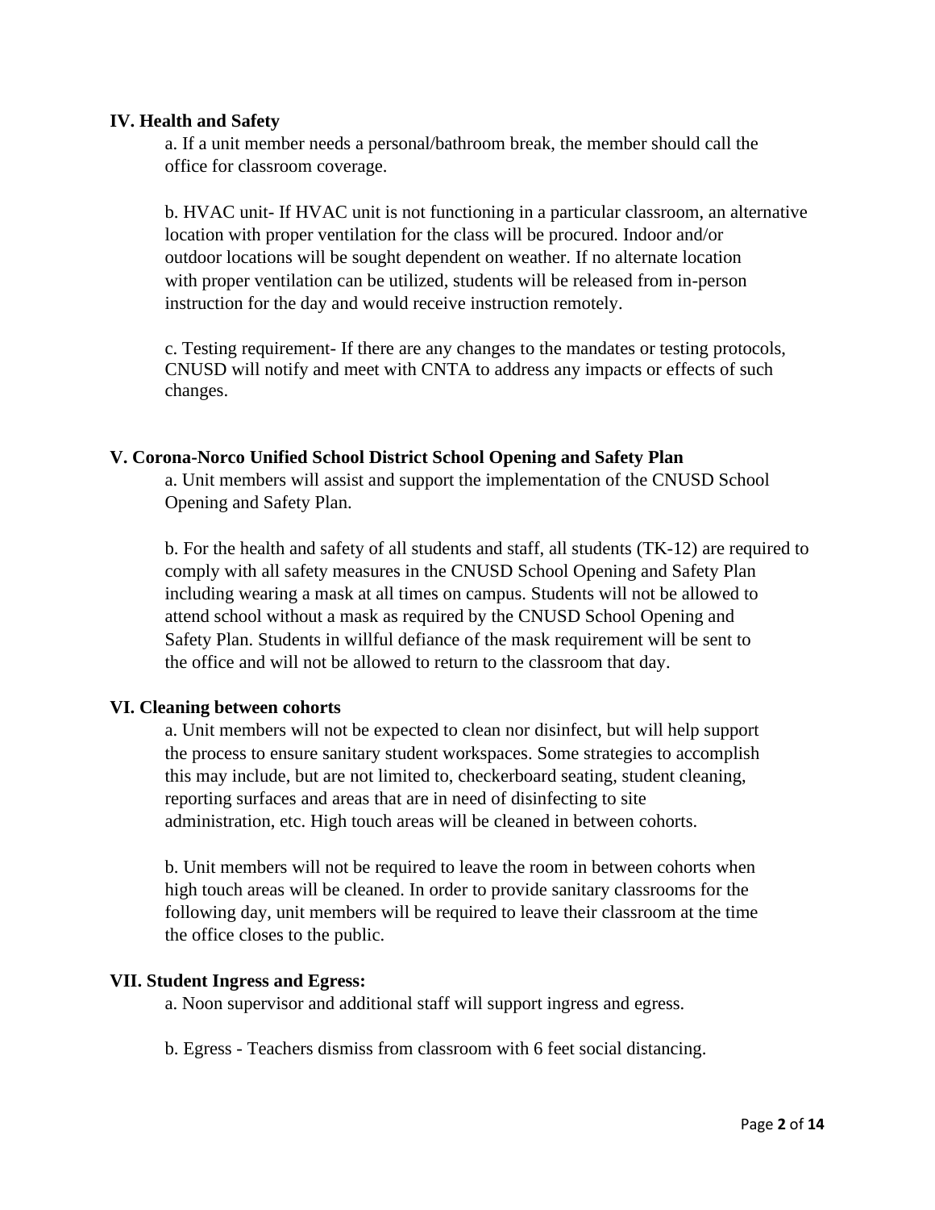**IV. Health and Safety**

a. If a unit member needs a personal/bathroom break, the member should call the office for classroom coverage.

b. HVAC unit- If HVAC unit is not functioning in a particular classroom, an alternative location with proper ventilation for the class will be procured. Indoor and/or outdoor locations will be sought dependent on weather. If no alternate location with proper ventilation can be utilized, students will be released from in-person instruction for the day and would receive instruction remotely.

c. Testing requirement- If there are any changes to the mandates or testing protocols, CNUSD will notify and meet with CNTA to address any impacts or effects of such changes.

**V. Corona-Norco Unified School District School Opening and Safety Plan**

a. Unit members will assist and support the implementation of the CNUSD School Opening and Safety Plan.

b. For the health and safety of all students and staff, all students (TK-12) are required to comply with all safety measures in the CNUSD School Opening and Safety Plan including wearing a mask at all times on campus. Students will not be allowed to attend school without a mask as required by the CNUSD School Opening and Safety Plan. Students in willful defiance of the mask requirement will be sent to the office and will not be allowed to return to the classroom that day.

**VI. Cleaning between cohorts**

a. Unit members will not be expected to clean nor disinfect, but will help support the process to ensure sanitary student workspaces. Some strategies to accomplish this may include, but are not limited to, checkerboard seating, student cleaning, reporting surfaces and areas that are in need of disinfecting to site administration, etc. High touch areas will be cleaned in between cohorts.

b. Unit members will not be required to leave the room in between cohorts when high touch areas will be cleaned. In order to provide sanitary classrooms for the following day, unit members will be required to leave their classroom at the time the office closes to the public.

**VII. Student Ingress and Egress:**

a. Noon supervisor and additional staff will support ingress and egress.

b. Egress - Teachers dismiss from classroom with 6 feet social distancing.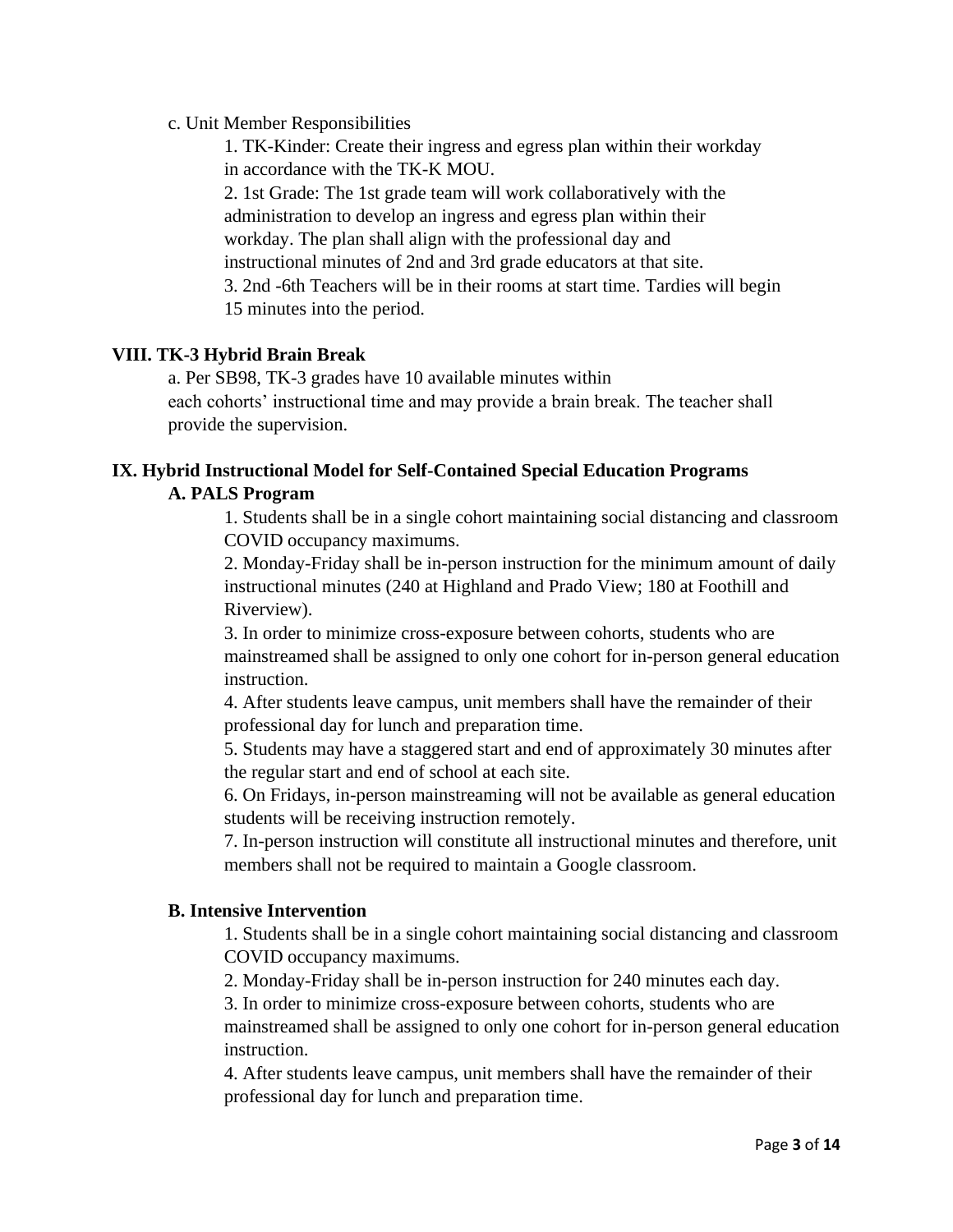c. Unit Member Responsibilities

1. TK-Kinder: Create their ingress and egress plan within their workday in accordance with the TK-K MOU.
2. 1st Grade: The 1st grade team will work collaboratively with the administration to develop an ingress and egress plan within their workday. The plan shall align with the professional day and instructional minutes of 2nd and 3rd grade educators at that site.
3. 2nd -6th Teachers will be in their rooms at start time. Tardies will begin 15 minutes into the period.

### VIII. TK-3 Hybrid Brain Break

a. Per SB98, TK-3 grades have 10 available minutes within each cohorts' instructional time and may provide a brain break. The teacher shall provide the supervision.

### IX. Hybrid Instructional Model for Self-Contained Special Education Programs

#### A. PALS Program

1. Students shall be in a single cohort maintaining social distancing and classroom COVID occupancy maximums.
2. Monday-Friday shall be in-person instruction for the minimum amount of daily instructional minutes (240 at Highland and Prado View; 180 at Foothill and Riverview).
3. In order to minimize cross-exposure between cohorts, students who are mainstreamed shall be assigned to only one cohort for in-person general education instruction.
4. After students leave campus, unit members shall have the remainder of their professional day for lunch and preparation time.
5. Students may have a staggered start and end of approximately 30 minutes after the regular start and end of school at each site.
6. On Fridays, in-person mainstreaming will not be available as general education students will be receiving instruction remotely.
7. In-person instruction will constitute all instructional minutes and therefore, unit members shall not be required to maintain a Google classroom.

#### B. Intensive Intervention

1. Students shall be in a single cohort maintaining social distancing and classroom COVID occupancy maximums.
2. Monday-Friday shall be in-person instruction for 240 minutes each day.
3. In order to minimize cross-exposure between cohorts, students who are mainstreamed shall be assigned to only one cohort for in-person general education instruction.
4. After students leave campus, unit members shall have the remainder of their professional day for lunch and preparation time.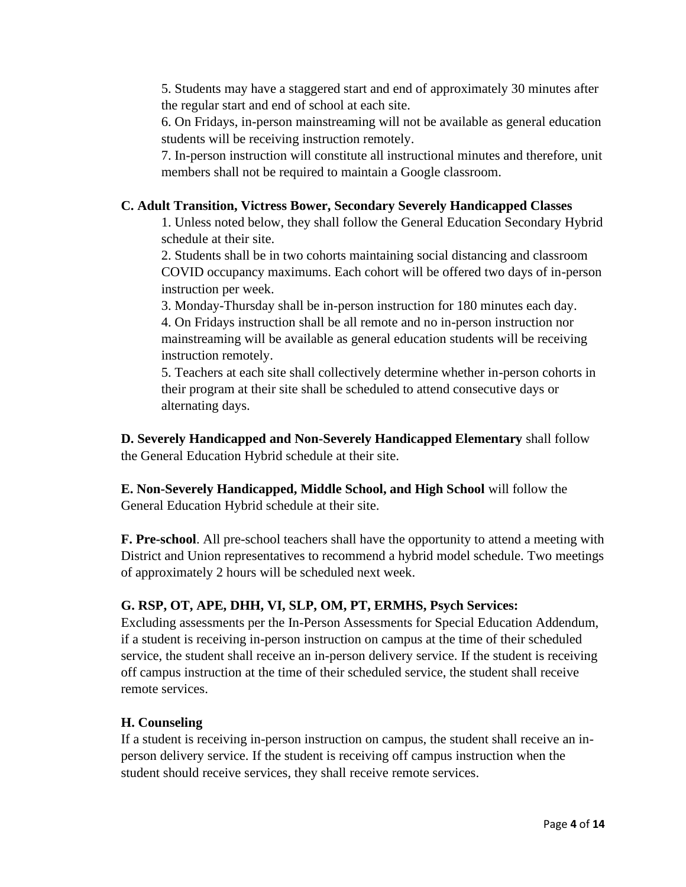5. Students may have a staggered start and end of approximately 30 minutes after the regular start and end of school at each site.

6. On Fridays, in-person mainstreaming will not be available as general education students will be receiving instruction remotely.

7. In-person instruction will constitute all instructional minutes and therefore, unit members shall not be required to maintain a Google classroom.

**C. Adult Transition, Victress Bower, Secondary Severely Handicapped Classes**

1. Unless noted below, they shall follow the General Education Secondary Hybrid schedule at their site.

2. Students shall be in two cohorts maintaining social distancing and classroom COVID occupancy maximums. Each cohort will be offered two days of in-person instruction per week.

3. Monday-Thursday shall be in-person instruction for 180 minutes each day.

4. On Fridays instruction shall be all remote and no in-person instruction nor mainstreaming will be available as general education students will be receiving instruction remotely.

5. Teachers at each site shall collectively determine whether in-person cohorts in their program at their site shall be scheduled to attend consecutive days or alternating days.

**D. Severely Handicapped and Non-Severely Handicapped Elementary** shall follow the General Education Hybrid schedule at their site.

**E. Non-Severely Handicapped, Middle School, and High School** will follow the General Education Hybrid schedule at their site.

**F. Pre-school**. All pre-school teachers shall have the opportunity to attend a meeting with District and Union representatives to recommend a hybrid model schedule. Two meetings of approximately 2 hours will be scheduled next week.

**G. RSP, OT, APE, DHH, VI, SLP, OM, PT, ERMHS, Psych Services:**

Excluding assessments per the In-Person Assessments for Special Education Addendum, if a student is receiving in-person instruction on campus at the time of their scheduled service, the student shall receive an in-person delivery service. If the student is receiving off campus instruction at the time of their scheduled service, the student shall receive remote services.

**H. Counseling**

If a student is receiving in-person instruction on campus, the student shall receive an in-person delivery service. If the student is receiving off campus instruction when the student should receive services, they shall receive remote services.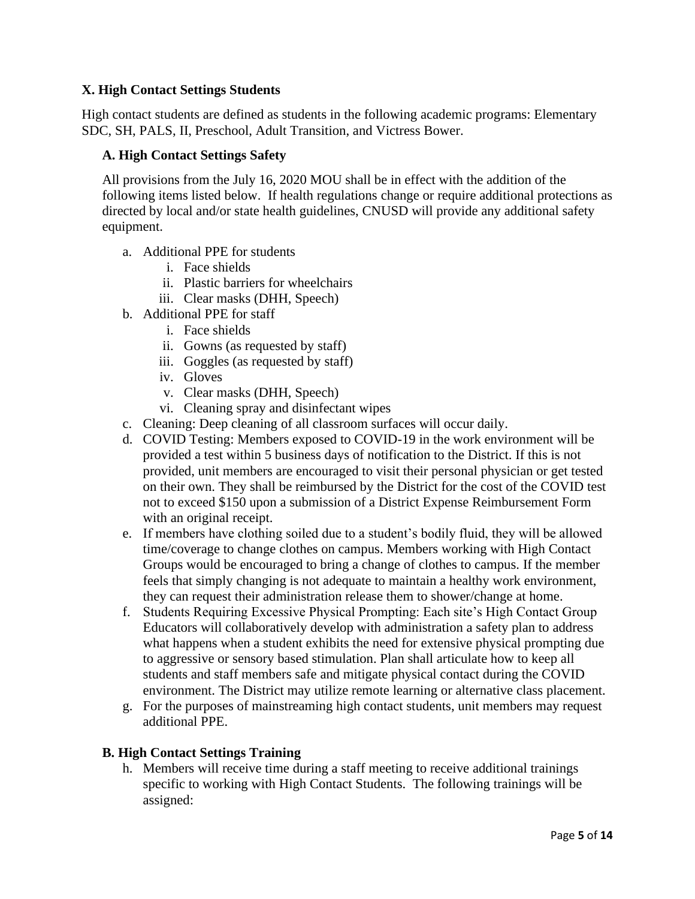### X. High Contact Settings Students

High contact students are defined as students in the following academic programs: Elementary SDC, SH, PALS, II, Preschool, Adult Transition, and Victress Bower.

#### A. High Contact Settings Safety

All provisions from the July 16, 2020 MOU shall be in effect with the addition of the following items listed below. If health regulations change or require additional protections as directed by local and/or state health guidelines, CNUSD will provide any additional safety equipment.

a. Additional PPE for students
   i. Face shields
   ii. Plastic barriers for wheelchairs
   iii. Clear masks (DHH, Speech)
b. Additional PPE for staff
   i. Face shields
   ii. Gowns (as requested by staff)
   iii. Goggles (as requested by staff)
   iv. Gloves
   v. Clear masks (DHH, Speech)
   vi. Cleaning spray and disinfectant wipes
c. Cleaning: Deep cleaning of all classroom surfaces will occur daily.
d. COVID Testing: Members exposed to COVID-19 in the work environment will be provided a test within 5 business days of notification to the District. If this is not provided, unit members are encouraged to visit their personal physician or get tested on their own. They shall be reimbursed by the District for the cost of the COVID test not to exceed $150 upon a submission of a District Expense Reimbursement Form with an original receipt.
e. If members have clothing soiled due to a student's bodily fluid, they will be allowed time/coverage to change clothes on campus. Members working with High Contact Groups would be encouraged to bring a change of clothes to campus. If the member feels that simply changing is not adequate to maintain a healthy work environment, they can request their administration release them to shower/change at home.
f. Students Requiring Excessive Physical Prompting: Each site's High Contact Group Educators will collaboratively develop with administration a safety plan to address what happens when a student exhibits the need for extensive physical prompting due to aggressive or sensory based stimulation. Plan shall articulate how to keep all students and staff members safe and mitigate physical contact during the COVID environment. The District may utilize remote learning or alternative class placement.
g. For the purposes of mainstreaming high contact students, unit members may request additional PPE.

#### B. High Contact Settings Training

h. Members will receive time during a staff meeting to receive additional trainings specific to working with High Contact Students. The following trainings will be assigned: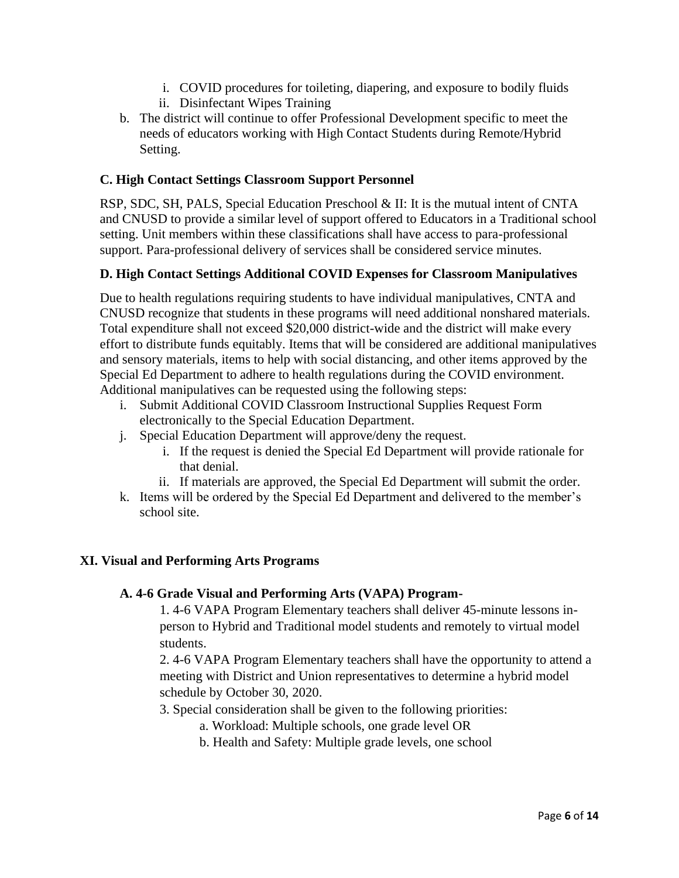i. COVID procedures for toileting, diapering, and exposure to bodily fluids
   ii. Disinfectant Wipes Training

b. The district will continue to offer Professional Development specific to meet the needs of educators working with High Contact Students during Remote/Hybrid Setting.

### C. High Contact Settings Classroom Support Personnel

RSP, SDC, SH, PALS, Special Education Preschool & II: It is the mutual intent of CNTA and CNUSD to provide a similar level of support offered to Educators in a Traditional school setting. Unit members within these classifications shall have access to para-professional support. Para-professional delivery of services shall be considered service minutes.

### D. High Contact Settings Additional COVID Expenses for Classroom Manipulatives

Due to health regulations requiring students to have individual manipulatives, CNTA and CNUSD recognize that students in these programs will need additional nonshared materials. Total expenditure shall not exceed $20,000 district-wide and the district will make every effort to distribute funds equitably. Items that will be considered are additional manipulatives and sensory materials, items to help with social distancing, and other items approved by the Special Ed Department to adhere to health regulations during the COVID environment. Additional manipulatives can be requested using the following steps:

i. Submit Additional COVID Classroom Instructional Supplies Request Form electronically to the Special Education Department.

j. Special Education Department will approve/deny the request.
   i. If the request is denied the Special Ed Department will provide rationale for that denial.
   ii. If materials are approved, the Special Ed Department will submit the order.

k. Items will be ordered by the Special Ed Department and delivered to the member's school site.

## XI. Visual and Performing Arts Programs

### A. 4-6 Grade Visual and Performing Arts (VAPA) Program-

1. 4-6 VAPA Program Elementary teachers shall deliver 45-minute lessons in-person to Hybrid and Traditional model students and remotely to virtual model students.

2. 4-6 VAPA Program Elementary teachers shall have the opportunity to attend a meeting with District and Union representatives to determine a hybrid model schedule by October 30, 2020.

3. Special consideration shall be given to the following priorities:
   a. Workload: Multiple schools, one grade level OR
   b. Health and Safety: Multiple grade levels, one school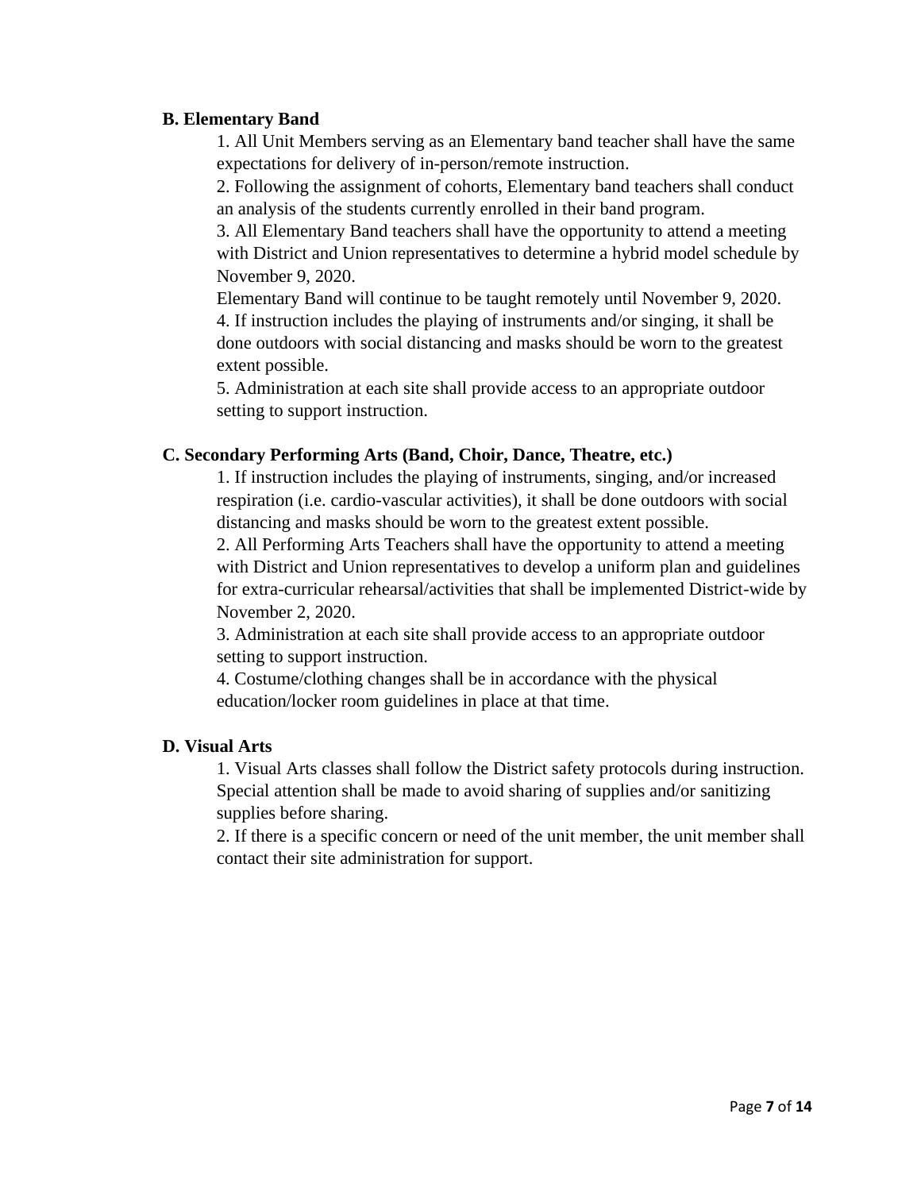**B. Elementary Band**

1. All Unit Members serving as an Elementary band teacher shall have the same expectations for delivery of in-person/remote instruction.
2. Following the assignment of cohorts, Elementary band teachers shall conduct an analysis of the students currently enrolled in their band program.
3. All Elementary Band teachers shall have the opportunity to attend a meeting with District and Union representatives to determine a hybrid model schedule by November 9, 2020.

Elementary Band will continue to be taught remotely until November 9, 2020.

4. If instruction includes the playing of instruments and/or singing, it shall be done outdoors with social distancing and masks should be worn to the greatest extent possible.
5. Administration at each site shall provide access to an appropriate outdoor setting to support instruction.

**C. Secondary Performing Arts (Band, Choir, Dance, Theatre, etc.)**

1. If instruction includes the playing of instruments, singing, and/or increased respiration (i.e. cardio-vascular activities), it shall be done outdoors with social distancing and masks should be worn to the greatest extent possible.
2. All Performing Arts Teachers shall have the opportunity to attend a meeting with District and Union representatives to develop a uniform plan and guidelines for extra-curricular rehearsal/activities that shall be implemented District-wide by November 2, 2020.
3. Administration at each site shall provide access to an appropriate outdoor setting to support instruction.
4. Costume/clothing changes shall be in accordance with the physical education/locker room guidelines in place at that time.

**D. Visual Arts**

1. Visual Arts classes shall follow the District safety protocols during instruction. Special attention shall be made to avoid sharing of supplies and/or sanitizing supplies before sharing.
2. If there is a specific concern or need of the unit member, the unit member shall contact their site administration for support.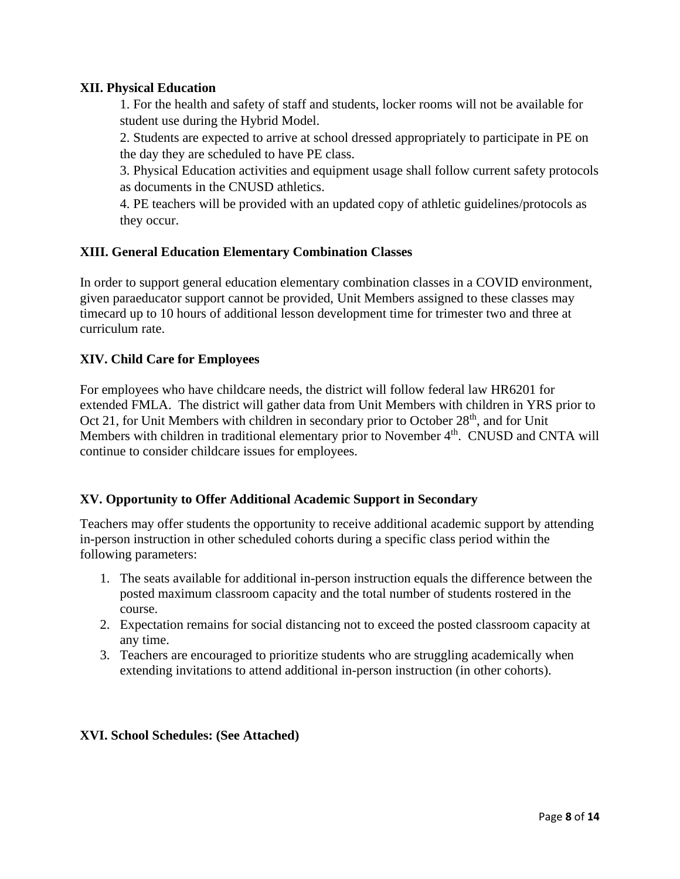**XII. Physical Education**

1. For the health and safety of staff and students, locker rooms will not be available for student use during the Hybrid Model.
2. Students are expected to arrive at school dressed appropriately to participate in PE on the day they are scheduled to have PE class.
3. Physical Education activities and equipment usage shall follow current safety protocols as documents in the CNUSD athletics.
4. PE teachers will be provided with an updated copy of athletic guidelines/protocols as they occur.

**XIII. General Education Elementary Combination Classes**

In order to support general education elementary combination classes in a COVID environment, given paraeducator support cannot be provided, Unit Members assigned to these classes may timecard up to 10 hours of additional lesson development time for trimester two and three at curriculum rate.

**XIV. Child Care for Employees**

For employees who have childcare needs, the district will follow federal law HR6201 for extended FMLA. The district will gather data from Unit Members with children in YRS prior to Oct 21, for Unit Members with children in secondary prior to October 28th, and for Unit Members with children in traditional elementary prior to November 4th. CNUSD and CNTA will continue to consider childcare issues for employees.

**XV. Opportunity to Offer Additional Academic Support in Secondary**

Teachers may offer students the opportunity to receive additional academic support by attending in-person instruction in other scheduled cohorts during a specific class period within the following parameters:

1. The seats available for additional in-person instruction equals the difference between the posted maximum classroom capacity and the total number of students rostered in the course.
2. Expectation remains for social distancing not to exceed the posted classroom capacity at any time.
3. Teachers are encouraged to prioritize students who are struggling academically when extending invitations to attend additional in-person instruction (in other cohorts).

**XVI. School Schedules: (See Attached)**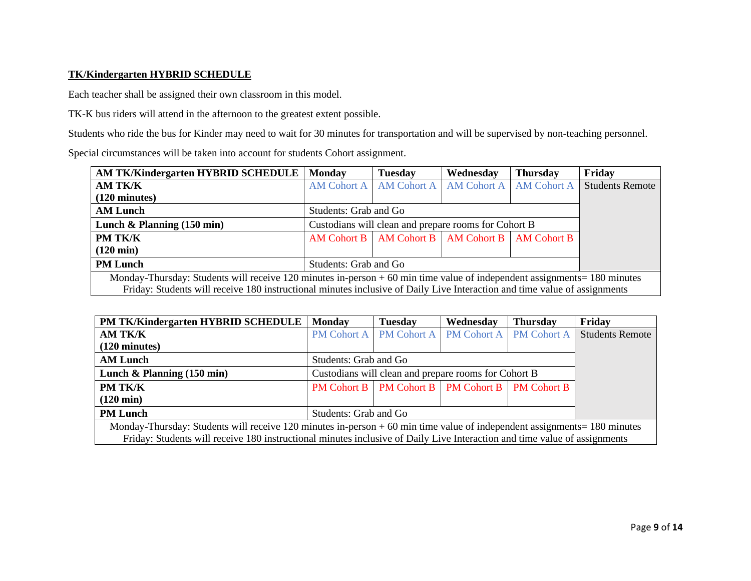**TK/Kindergarten HYBRID SCHEDULE**

Each teacher shall be assigned their own classroom in this model.

TK-K bus riders will attend in the afternoon to the greatest extent possible.

Students who ride the bus for Kinder may need to wait for 30 minutes for transportation and will be supervised by non-teaching personnel.

Special circumstances will be taken into account for students Cohort assignment.

| AM TK/Kindergarten HYBRID SCHEDULE | Monday | Tuesday | Wednesday | Thursday | Friday |
|---|---|---|---|---|---|
| **AM TK/K (120 minutes)** | AM Cohort A | AM Cohort A | AM Cohort A | AM Cohort A | Students Remote |
| **AM Lunch** | Students: Grab and Go | | | | |
| **Lunch & Planning (150 min)** | Custodians will clean and prepare rooms for Cohort B | | | | |
| **PM TK/K (120 min)** | AM Cohort B | AM Cohort B | AM Cohort B | AM Cohort B | |
| **PM Lunch** | Students: Grab and Go | | | | |
| Monday-Thursday: Students will receive 120 minutes in-person + 60 min time value of independent assignments= 180 minutes<br>Friday: Students will receive 180 instructional minutes inclusive of Daily Live Interaction and time value of assignments | | | | | |

| PM TK/Kindergarten HYBRID SCHEDULE | Monday | Tuesday | Wednesday | Thursday | Friday |
|---|---|---|---|---|---|
| **AM TK/K (120 minutes)** | PM Cohort A | PM Cohort A | PM Cohort A | PM Cohort A | Students Remote |
| **AM Lunch** | Students: Grab and Go | | | | |
| **Lunch & Planning (150 min)** | Custodians will clean and prepare rooms for Cohort B | | | | |
| **PM TK/K (120 min)** | PM Cohort B | PM Cohort B | PM Cohort B | PM Cohort B | |
| **PM Lunch** | Students: Grab and Go | | | | |
| Monday-Thursday: Students will receive 120 minutes in-person + 60 min time value of independent assignments= 180 minutes<br>Friday: Students will receive 180 instructional minutes inclusive of Daily Live Interaction and time value of assignments | | | | | |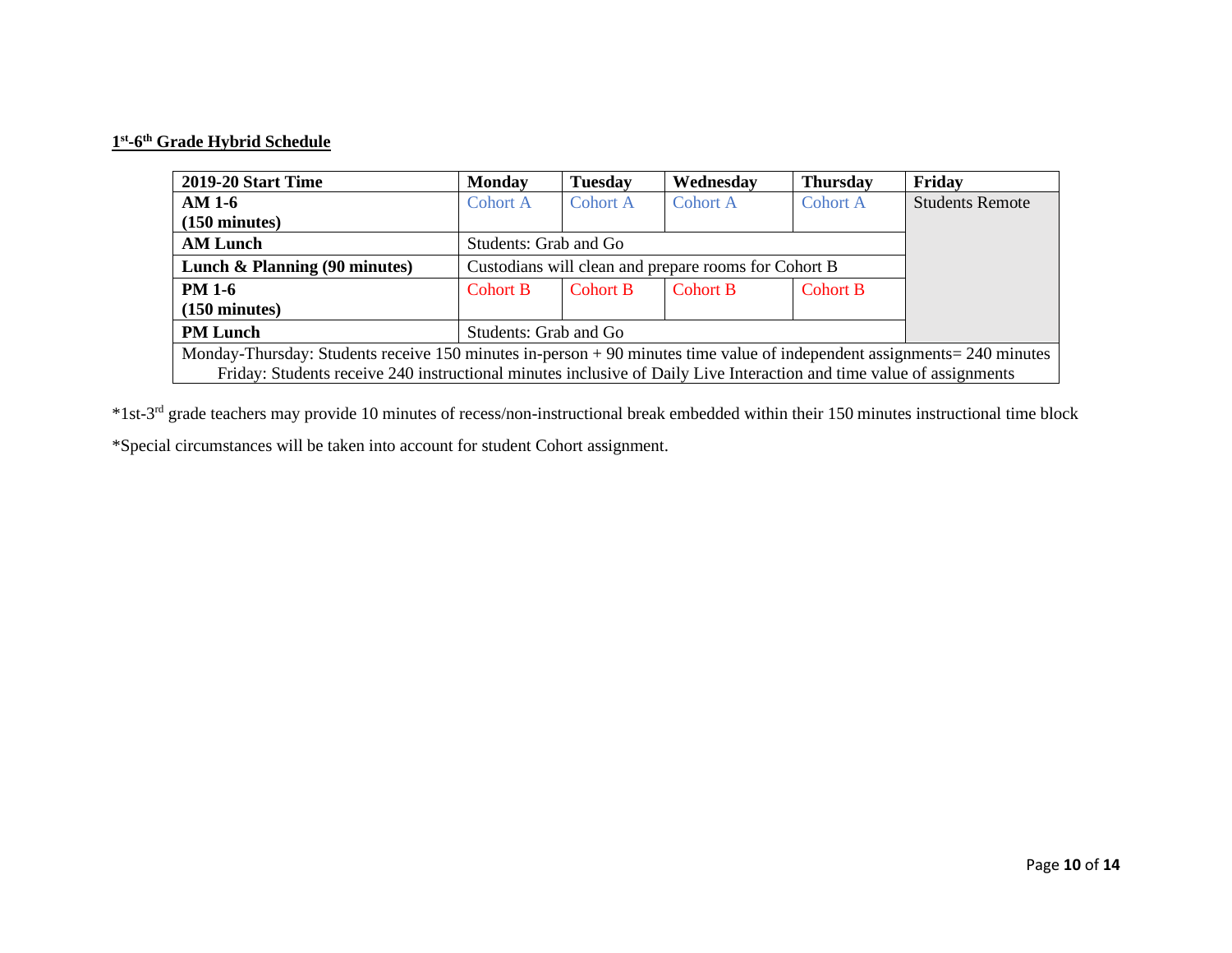## 1st-6th Grade Hybrid Schedule

| 2019-20 Start Time | Monday | Tuesday | Wednesday | Thursday | Friday |
|---|---|---|---|---|---|
| **AM 1-6 (150 minutes)** | Cohort A | Cohort A | Cohort A | Cohort A | Students Remote |
| **AM Lunch** | Students: Grab and Go | | | | |
| **Lunch & Planning (90 minutes)** | Custodians will clean and prepare rooms for Cohort B | | | | |
| **PM 1-6 (150 minutes)** | Cohort B | Cohort B | Cohort B | Cohort B | |
| **PM Lunch** | Students: Grab and Go | | | | |
| Monday-Thursday: Students receive 150 minutes in-person + 90 minutes time value of independent assignments= 240 minutes<br>Friday: Students receive 240 instructional minutes inclusive of Daily Live Interaction and time value of assignments | | | | | |

*1st-3rd grade teachers may provide 10 minutes of recess/non-instructional break embedded within their 150 minutes instructional time block

*Special circumstances will be taken into account for student Cohort assignment.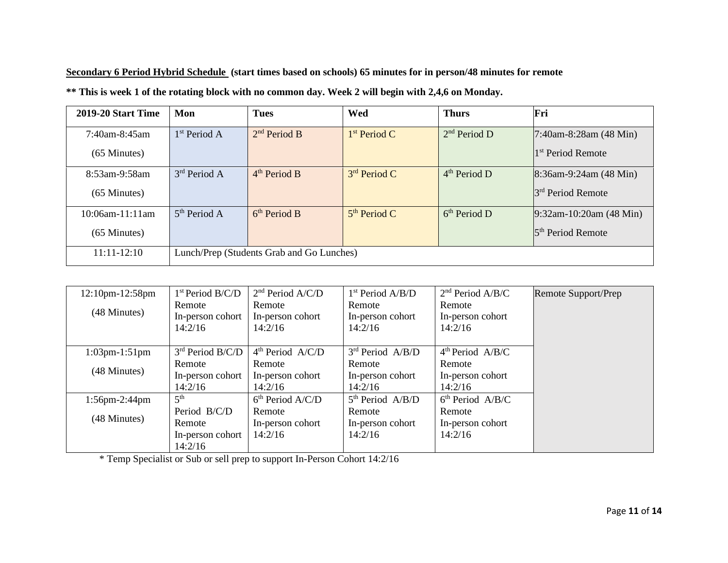**Secondary 6 Period Hybrid Schedule (start times based on schools) 65 minutes for in person/48 minutes for remote**

**\*\* This is week 1 of the rotating block with no common day. Week 2 will begin with 2,4,6 on Monday.**

| 2019-20 Start Time | Mon | Tues | Wed | Thurs | Fri |
|---|---|---|---|---|---|
| 7:40am-8:45am (65 Minutes) | 1st Period A | 2nd Period B | 1st Period C | 2nd Period D | 7:40am-8:28am (48 Min) 1st Period Remote |
| 8:53am-9:58am (65 Minutes) | 3rd Period A | 4th Period B | 3rd Period C | 4th Period D | 8:36am-9:24am (48 Min) 3rd Period Remote |
| 10:06am-11:11am (65 Minutes) | 5th Period A | 6th Period B | 5th Period C | 6th Period D | 9:32am-10:20am (48 Min) 5th Period Remote |
| 11:11-12:10 | Lunch/Prep (Students Grab and Go Lunches) | | | | |

| | | | | | |
|---|---|---|---|---|---|
| 12:10pm-12:58pm (48 Minutes) | 1st Period B/C/D Remote In-person cohort 14:2/16 | 2nd Period A/C/D Remote In-person cohort 14:2/16 | 1st Period A/B/D Remote In-person cohort 14:2/16 | 2nd Period A/B/C Remote In-person cohort 14:2/16 | Remote Support/Prep |
| 1:03pm-1:51pm (48 Minutes) | 3rd Period B/C/D Remote In-person cohort 14:2/16 | 4th Period A/C/D Remote In-person cohort 14:2/16 | 3rd Period A/B/D Remote In-person cohort 14:2/16 | 4th Period A/B/C Remote In-person cohort 14:2/16 | |
| 1:56pm-2:44pm (48 Minutes) | 5th Period B/C/D Remote In-person cohort 14:2/16 | 6th Period A/C/D Remote In-person cohort 14:2/16 | 5th Period A/B/D Remote In-person cohort 14:2/16 | 6th Period A/B/C Remote In-person cohort 14:2/16 | |

\* Temp Specialist or Sub or sell prep to support In-Person Cohort 14:2/16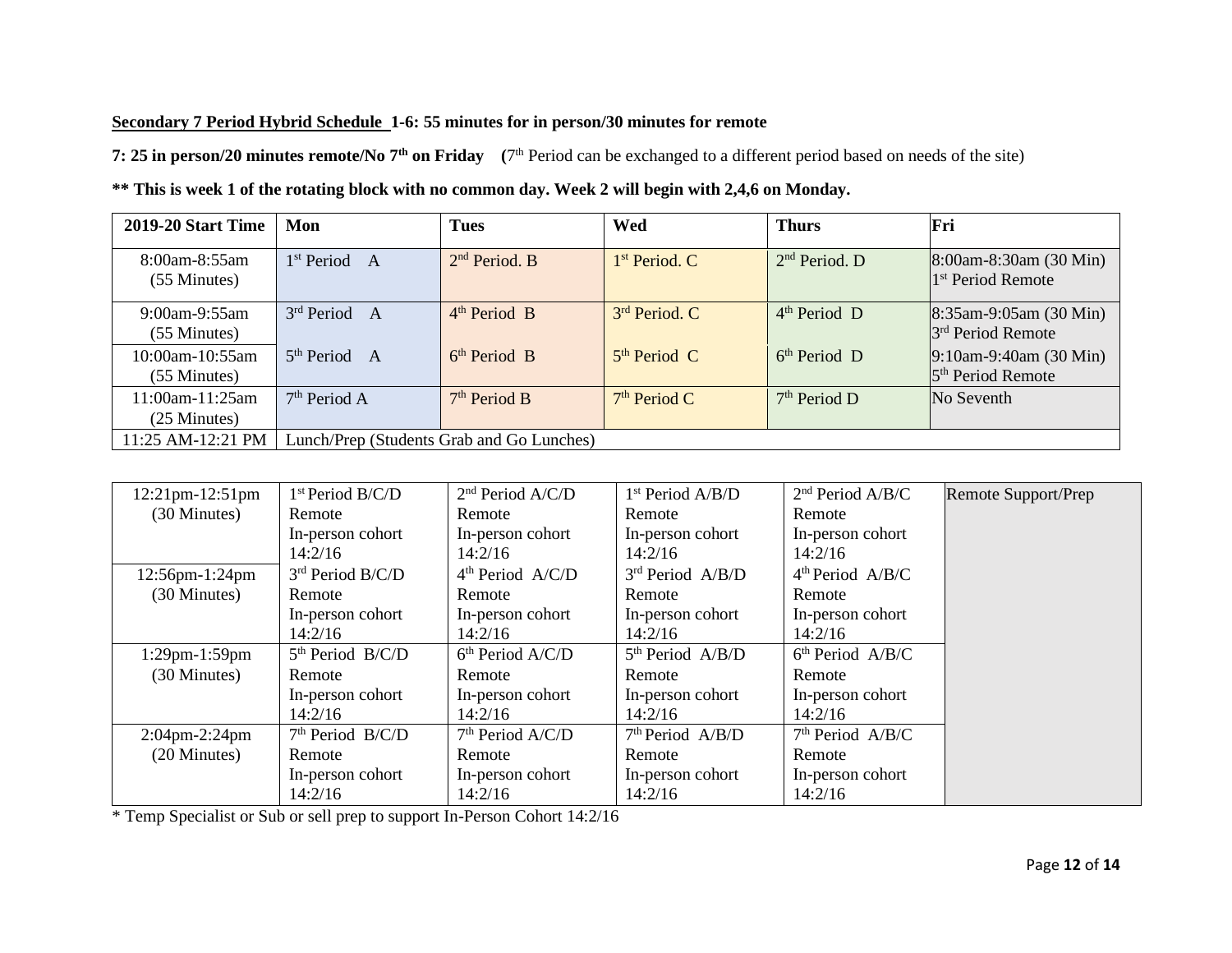**Secondary 7 Period Hybrid Schedule 1-6: 55 minutes for in person/30 minutes for remote**

**7: 25 in person/20 minutes remote/No 7th on Friday** (7th Period can be exchanged to a different period based on needs of the site)

**\*\* This is week 1 of the rotating block with no common day. Week 2 will begin with 2,4,6 on Monday.**

| 2019-20 Start Time | Mon | Tues | Wed | Thurs | Fri |
|---|---|---|---|---|---|
| 8:00am-8:55am (55 Minutes) | 1st Period A | 2nd Period. B | 1st Period. C | 2nd Period. D | 8:00am-8:30am (30 Min) 1st Period Remote |
| 9:00am-9:55am (55 Minutes) | 3rd Period A | 4th Period B | 3rd Period. C | 4th Period D | 8:35am-9:05am (30 Min) 3rd Period Remote |
| 10:00am-10:55am (55 Minutes) | 5th Period A | 6th Period B | 5th Period C | 6th Period D | 9:10am-9:40am (30 Min) 5th Period Remote |
| 11:00am-11:25am (25 Minutes) | 7th Period A | 7th Period B | 7th Period C | 7th Period D | No Seventh |
| 11:25 AM-12:21 PM | Lunch/Prep (Students Grab and Go Lunches) | | | | |

| | | | | | |
|---|---|---|---|---|---|
| 12:21pm-12:51pm (30 Minutes) | 1st Period B/C/D Remote In-person cohort 14:2/16 | 2nd Period A/C/D Remote In-person cohort 14:2/16 | 1st Period A/B/D Remote In-person cohort 14:2/16 | 2nd Period A/B/C Remote In-person cohort 14:2/16 | Remote Support/Prep |
| 12:56pm-1:24pm (30 Minutes) | 3rd Period B/C/D Remote In-person cohort 14:2/16 | 4th Period A/C/D Remote In-person cohort 14:2/16 | 3rd Period A/B/D Remote In-person cohort 14:2/16 | 4th Period A/B/C Remote In-person cohort 14:2/16 | |
| 1:29pm-1:59pm (30 Minutes) | 5th Period B/C/D Remote In-person cohort 14:2/16 | 6th Period A/C/D Remote In-person cohort 14:2/16 | 5th Period A/B/D Remote In-person cohort 14:2/16 | 6th Period A/B/C Remote In-person cohort 14:2/16 | |
| 2:04pm-2:24pm (20 Minutes) | 7th Period B/C/D Remote In-person cohort 14:2/16 | 7th Period A/C/D Remote In-person cohort 14:2/16 | 7th Period A/B/D Remote In-person cohort 14:2/16 | 7th Period A/B/C Remote In-person cohort 14:2/16 | |

\* Temp Specialist or Sub or sell prep to support In-Person Cohort 14:2/16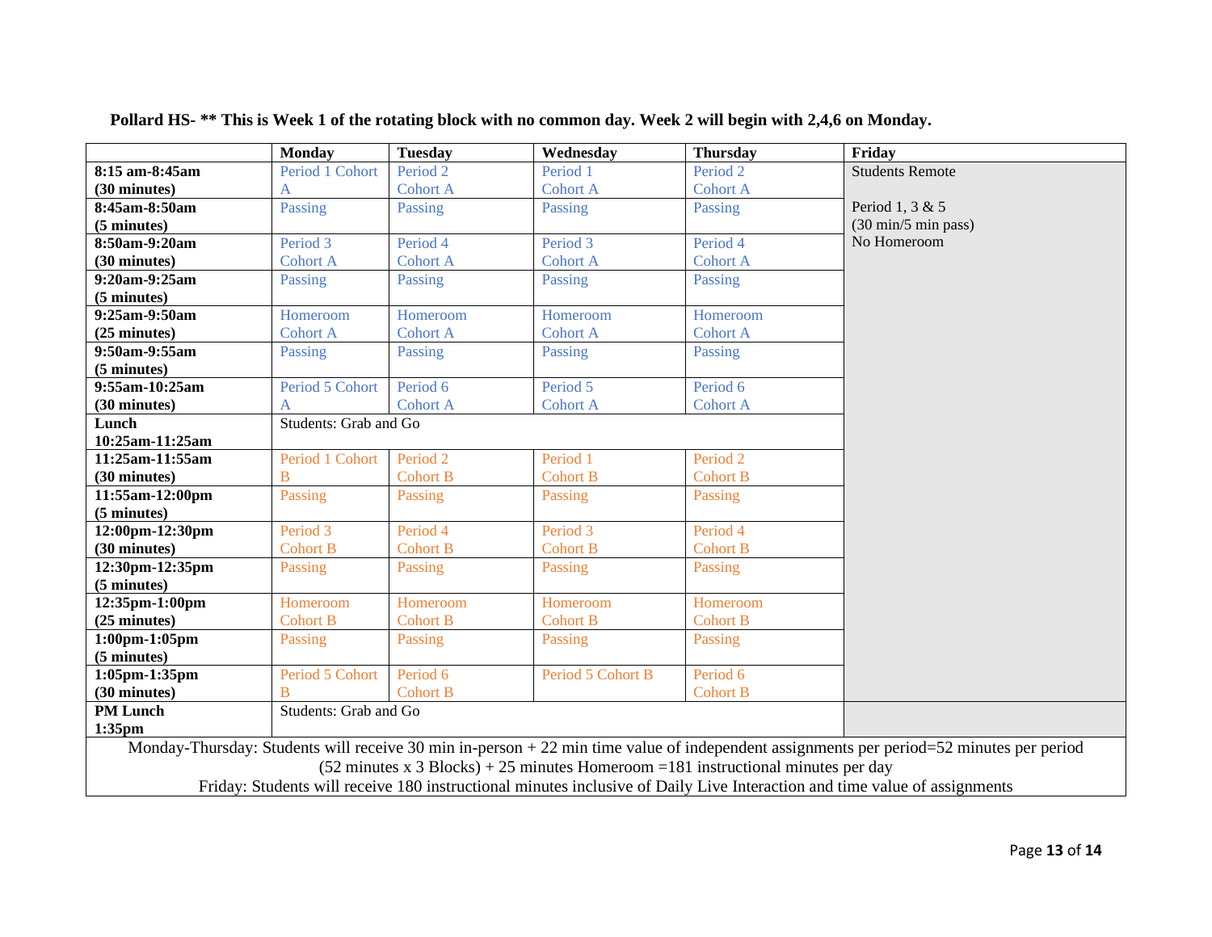**Pollard HS- ** This is Week 1 of the rotating block with no common day. Week 2 will begin with 2,4,6 on Monday.**

| | **Monday** | **Tuesday** | **Wednesday** | **Thursday** | **Friday** |
|---|---|---|---|---|---|
| **8:15 am-8:45am (30 minutes)** | Period 1 Cohort A | Period 2 Cohort A | Period 1 Cohort A | Period 2 Cohort A | Students Remote<br><br>Period 1, 3 & 5 (30 min/5 min pass)<br>No Homeroom |
| **8:45am-8:50am (5 minutes)** | Passing | Passing | Passing | Passing | |
| **8:50am-9:20am (30 minutes)** | Period 3 Cohort A | Period 4 Cohort A | Period 3 Cohort A | Period 4 Cohort A | |
| **9:20am-9:25am (5 minutes)** | Passing | Passing | Passing | Passing | |
| **9:25am-9:50am (25 minutes)** | Homeroom Cohort A | Homeroom Cohort A | Homeroom Cohort A | Homeroom Cohort A | |
| **9:50am-9:55am (5 minutes)** | Passing | Passing | Passing | Passing | |
| **9:55am-10:25am (30 minutes)** | Period 5 Cohort A | Period 6 Cohort A | Period 5 Cohort A | Period 6 Cohort A | |
| **Lunch 10:25am-11:25am** | Students: Grab and Go | | | | |
| **11:25am-11:55am (30 minutes)** | Period 1 Cohort B | Period 2 Cohort B | Period 1 Cohort B | Period 2 Cohort B | |
| **11:55am-12:00pm (5 minutes)** | Passing | Passing | Passing | Passing | |
| **12:00pm-12:30pm (30 minutes)** | Period 3 Cohort B | Period 4 Cohort B | Period 3 Cohort B | Period 4 Cohort B | |
| **12:30pm-12:35pm (5 minutes)** | Passing | Passing | Passing | Passing | |
| **12:35pm-1:00pm (25 minutes)** | Homeroom Cohort B | Homeroom Cohort B | Homeroom Cohort B | Homeroom Cohort B | |
| **1:00pm-1:05pm (5 minutes)** | Passing | Passing | Passing | Passing | |
| **1:05pm-1:35pm (30 minutes)** | Period 5 Cohort B | Period 6 Cohort B | Period 5 Cohort B | Period 6 Cohort B | |
| **PM Lunch 1:35pm** | Students: Grab and Go | | | | |

Monday-Thursday: Students will receive 30 min in-person + 22 min time value of independent assignments per period=52 minutes per period (52 minutes x 3 Blocks) + 25 minutes Homeroom =181 instructional minutes per day
Friday: Students will receive 180 instructional minutes inclusive of Daily Live Interaction and time value of assignments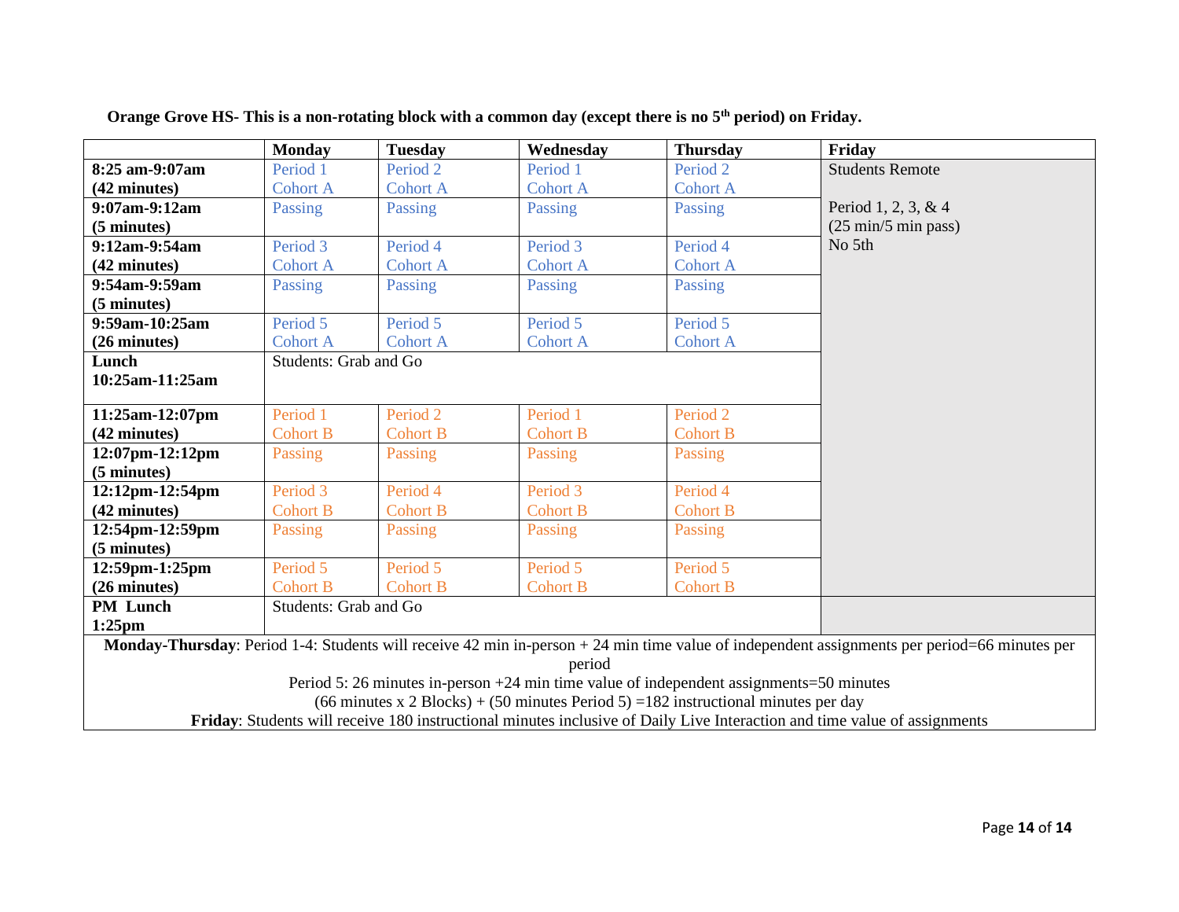**Orange Grove HS- This is a non-rotating block with a common day (except there is no 5th period) on Friday.**

| | Monday | Tuesday | Wednesday | Thursday | Friday |
|---|---|---|---|---|---|
| **8:25 am-9:07am (42 minutes)** | Period 1 Cohort A | Period 2 Cohort A | Period 1 Cohort A | Period 2 Cohort A | Students Remote<br><br>Period 1, 2, 3, & 4 (25 min/5 min pass)<br>No 5th |
| **9:07am-9:12am (5 minutes)** | Passing | Passing | Passing | Passing | |
| **9:12am-9:54am (42 minutes)** | Period 3 Cohort A | Period 4 Cohort A | Period 3 Cohort A | Period 4 Cohort A | |
| **9:54am-9:59am (5 minutes)** | Passing | Passing | Passing | Passing | |
| **9:59am-10:25am (26 minutes)** | Period 5 Cohort A | Period 5 Cohort A | Period 5 Cohort A | Period 5 Cohort A | |
| **Lunch 10:25am-11:25am** | Students: Grab and Go | | | | |
| **11:25am-12:07pm (42 minutes)** | Period 1 Cohort B | Period 2 Cohort B | Period 1 Cohort B | Period 2 Cohort B | |
| **12:07pm-12:12pm (5 minutes)** | Passing | Passing | Passing | Passing | |
| **12:12pm-12:54pm (42 minutes)** | Period 3 Cohort B | Period 4 Cohort B | Period 3 Cohort B | Period 4 Cohort B | |
| **12:54pm-12:59pm (5 minutes)** | Passing | Passing | Passing | Passing | |
| **12:59pm-1:25pm (26 minutes)** | Period 5 Cohort B | Period 5 Cohort B | Period 5 Cohort B | Period 5 Cohort B | |
| **PM Lunch 1:25pm** | Students: Grab and Go | | | | |

**Monday-Thursday**: Period 1-4: Students will receive 42 min in-person + 24 min time value of independent assignments per period=66 minutes per period

Period 5: 26 minutes in-person +24 min time value of independent assignments=50 minutes

(66 minutes x 2 Blocks) + (50 minutes Period 5) =182 instructional minutes per day

**Friday**: Students will receive 180 instructional minutes inclusive of Daily Live Interaction and time value of assignments